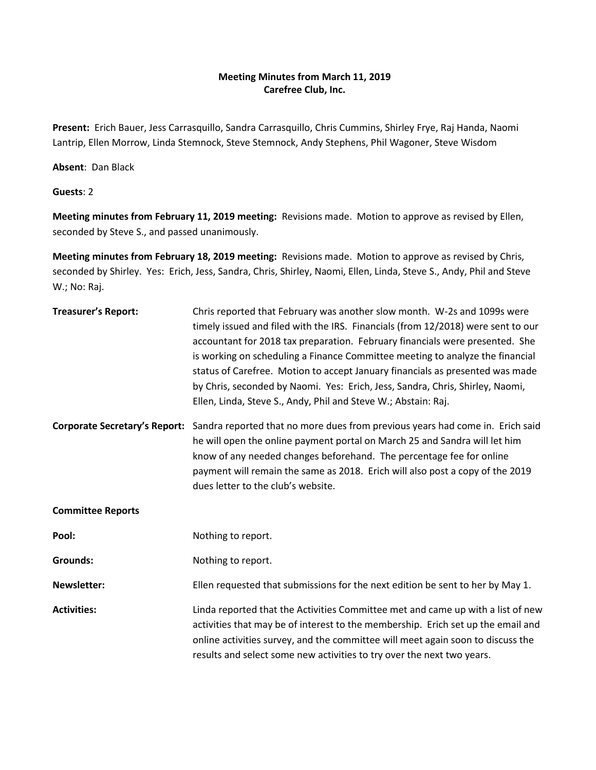**Meeting Minutes from March 11, 2019**
**Carefree Club, Inc.**

**Present:** Erich Bauer, Jess Carrasquillo, Sandra Carrasquillo, Chris Cummins, Shirley Frye, Raj Handa, Naomi Lantrip, Ellen Morrow, Linda Stemnock, Steve Stemnock, Andy Stephens, Phil Wagoner, Steve Wisdom

**Absent**: Dan Black

**Guests**: 2

**Meeting minutes from February 11, 2019 meeting:** Revisions made. Motion to approve as revised by Ellen, seconded by Steve S., and passed unanimously.

**Meeting minutes from February 18, 2019 meeting:** Revisions made. Motion to approve as revised by Chris, seconded by Shirley. Yes: Erich, Jess, Sandra, Chris, Shirley, Naomi, Ellen, Linda, Steve S., Andy, Phil and Steve W.; No: Raj.

**Treasurer's Report:** Chris reported that February was another slow month. W-2s and 1099s were timely issued and filed with the IRS. Financials (from 12/2018) were sent to our accountant for 2018 tax preparation. February financials were presented. She is working on scheduling a Finance Committee meeting to analyze the financial status of Carefree. Motion to accept January financials as presented was made by Chris, seconded by Naomi. Yes: Erich, Jess, Sandra, Chris, Shirley, Naomi, Ellen, Linda, Steve S., Andy, Phil and Steve W.; Abstain: Raj.

**Corporate Secretary's Report:** Sandra reported that no more dues from previous years had come in. Erich said he will open the online payment portal on March 25 and Sandra will let him know of any needed changes beforehand. The percentage fee for online payment will remain the same as 2018. Erich will also post a copy of the 2019 dues letter to the club's website.

**Committee Reports**

**Pool:** Nothing to report.

**Grounds:** Nothing to report.

**Newsletter:** Ellen requested that submissions for the next edition be sent to her by May 1.

**Activities:** Linda reported that the Activities Committee met and came up with a list of new activities that may be of interest to the membership. Erich set up the email and online activities survey, and the committee will meet again soon to discuss the results and select some new activities to try over the next two years.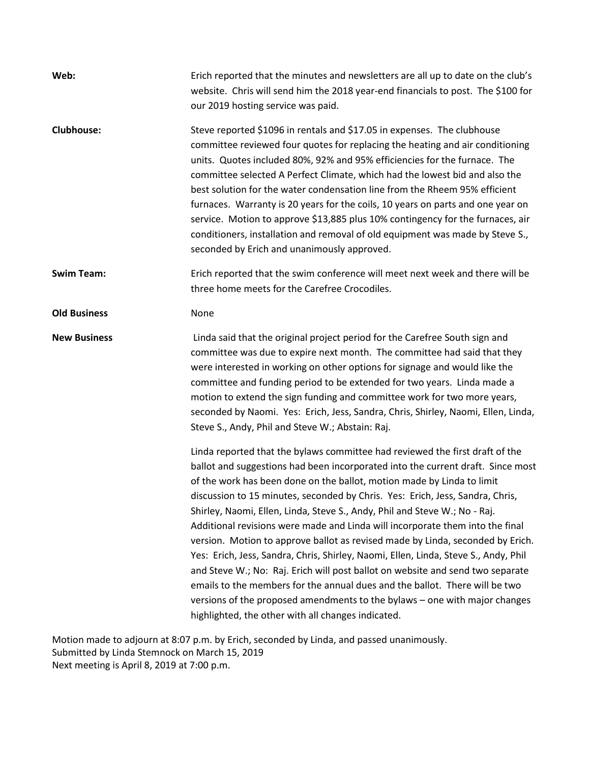**Web:** Erich reported that the minutes and newsletters are all up to date on the club's website. Chris will send him the 2018 year-end financials to post. The $100 for our 2019 hosting service was paid.

**Clubhouse:** Steve reported $1096 in rentals and $17.05 in expenses. The clubhouse committee reviewed four quotes for replacing the heating and air conditioning units. Quotes included 80%, 92% and 95% efficiencies for the furnace. The committee selected A Perfect Climate, which had the lowest bid and also the best solution for the water condensation line from the Rheem 95% efficient furnaces. Warranty is 20 years for the coils, 10 years on parts and one year on service. Motion to approve $13,885 plus 10% contingency for the furnaces, air conditioners, installation and removal of old equipment was made by Steve S., seconded by Erich and unanimously approved.

**Swim Team:** Erich reported that the swim conference will meet next week and there will be three home meets for the Carefree Crocodiles.

**Old Business** None

**New Business** Linda said that the original project period for the Carefree South sign and committee was due to expire next month. The committee had said that they were interested in working on other options for signage and would like the committee and funding period to be extended for two years. Linda made a motion to extend the sign funding and committee work for two more years, seconded by Naomi. Yes: Erich, Jess, Sandra, Chris, Shirley, Naomi, Ellen, Linda, Steve S., Andy, Phil and Steve W.; Abstain: Raj.

Linda reported that the bylaws committee had reviewed the first draft of the ballot and suggestions had been incorporated into the current draft. Since most of the work has been done on the ballot, motion made by Linda to limit discussion to 15 minutes, seconded by Chris. Yes: Erich, Jess, Sandra, Chris, Shirley, Naomi, Ellen, Linda, Steve S., Andy, Phil and Steve W.; No - Raj. Additional revisions were made and Linda will incorporate them into the final version. Motion to approve ballot as revised made by Linda, seconded by Erich. Yes: Erich, Jess, Sandra, Chris, Shirley, Naomi, Ellen, Linda, Steve S., Andy, Phil and Steve W.; No: Raj. Erich will post ballot on website and send two separate emails to the members for the annual dues and the ballot. There will be two versions of the proposed amendments to the bylaws – one with major changes highlighted, the other with all changes indicated.

Motion made to adjourn at 8:07 p.m. by Erich, seconded by Linda, and passed unanimously.
Submitted by Linda Stemnock on March 15, 2019
Next meeting is April 8, 2019 at 7:00 p.m.